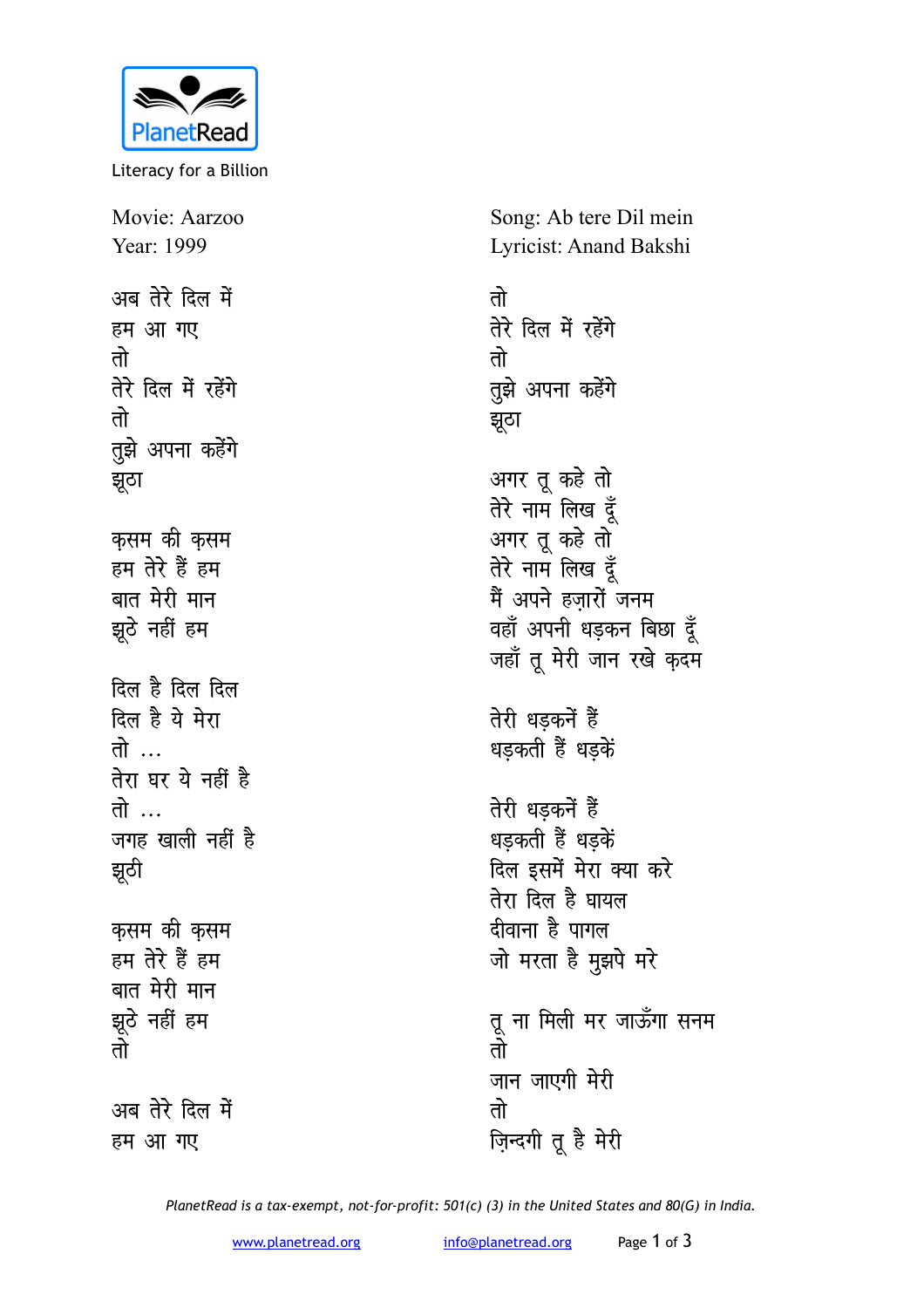PlanetRead

Literacy for a Billion

Movie: Aarzoo
Year: 1999

Song: Ab tere Dil mein
Lyricist: Anand Bakshi

अब तेरे दिल में
हम आ गए
तो
तेरे दिल में रहेंगे
तो
तुझे अपना कहेंगे
झूठा

क़सम की क़सम
हम तेरे हैं हम
बात मेरी मान
झूठे नहीं हम

दिल है दिल दिल
दिल है ये मेरा
तो ...
तेरा घर ये नहीं है
तो ...
जगह खाली नहीं है
झूठी

क़सम की क़सम
हम तेरे हैं हम
बात मेरी मान
झूठे नहीं हम
तो

अब तेरे दिल में
हम आ गए
तो
तेरे दिल में रहेंगे
तो
तुझे अपना कहेंगे
झूठा

अगर तू कहे तो
तेरे नाम लिख दूँ
अगर तू कहे तो
तेरे नाम लिख दूँ
मैं अपने हज़ारों जनम
वहाँ अपनी धड़कन बिछा दूँ
जहाँ तू मेरी जान रखे क़दम

तेरी धड़कनें हैं
धड़कती हैं धड़कें

तेरी धड़कनें हैं
धड़कती हैं धड़कें
दिल इसमें मेरा क्या करे
तेरा दिल है घायल
दीवाना है पागल
जो मरता है मुझपे मरे

तू ना मिली मर जाऊँगा सनम
तो
जान जाएगी मेरी
तो
ज़िन्दगी तू है मेरी

*PlanetRead is a tax-exempt, not-for-profit: 501(c) (3) in the United States and 80(G) in India.*

www.planetread.org info@planetread.org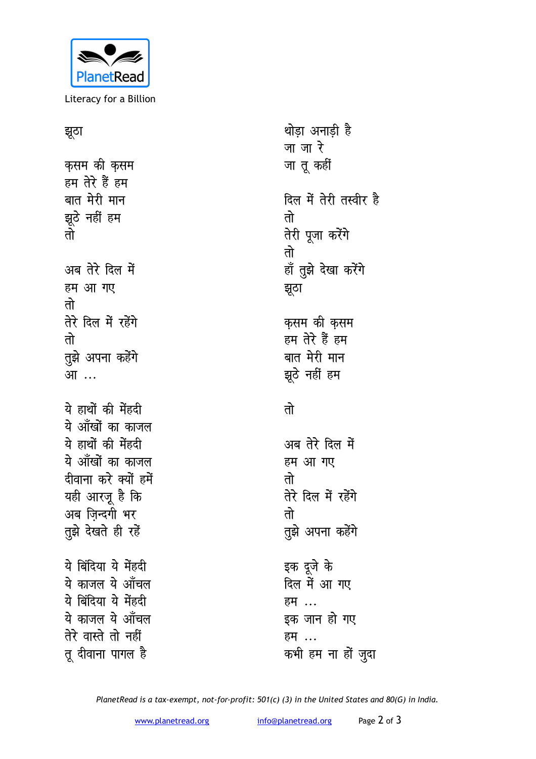झूठा

क़सम की क़सम
हम तेरे हैं हम
बात मेरी मान
झूठे नहीं हम
तो

अब तेरे दिल में
हम आ गए
तो
तेरे दिल में रहेंगे
तो
तुझे अपना कहेंगे
आ ...

ये हाथों की मेंहदी
ये आँखों का काजल
ये हाथों की मेंहदी
ये आँखों का काजल
दीवाना करे क्यों हमें
यही आरज़ू है कि
अब ज़िन्दगी भर
तुझे देखते ही रहें

ये बिंदिया ये मेंहदी
ये काजल ये आँचल
ये बिंदिया ये मेंहदी
ये काजल ये आँचल
तेरे वास्ते तो नहीं
तू दीवाना पागल है
थोड़ा अनाड़ी है
जा जा रे
जा तू कहीं

दिल में तेरी तस्वीर है
तो
तेरी पूजा करेंगे
तो
हाँ तुझे देखा करेंगे
झूठा

क़सम की क़सम
हम तेरे हैं हम
बात मेरी मान
झूठे नहीं हम

तो

अब तेरे दिल में
हम आ गए
तो
तेरे दिल में रहेंगे
तो
तुझे अपना कहेंगे

इक दूजे के
दिल में आ गए
हम ...
इक जान हो गए
हम ...
कभी हम ना हों जुदा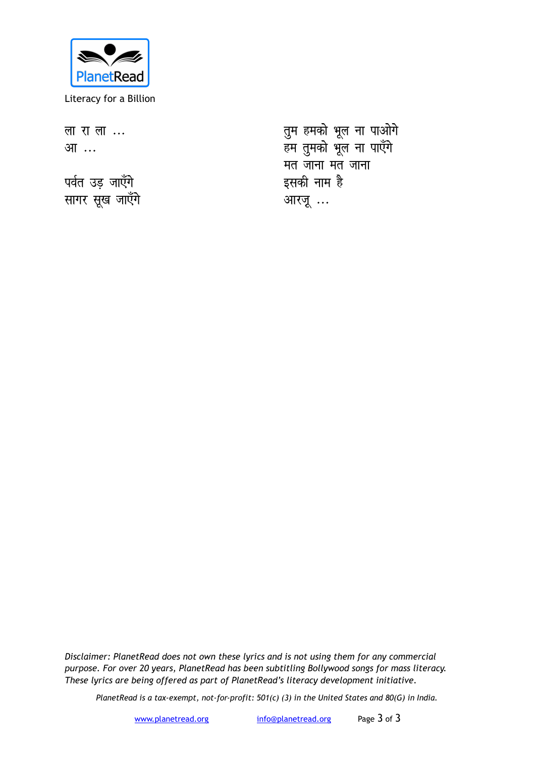ला रा ला ...
आ ...

पर्वत उड़ जाएँगे
सागर सूख जाएँगे

तुम हमको भूल ना पाओगे
हम तुमको भूल ना पाएँगे
मत जाना मत जाना
इसकी नाम है
आरज़ू ...

*Disclaimer: PlanetRead does not own these lyrics and is not using them for any commercial purpose. For over 20 years, PlanetRead has been subtitling Bollywood songs for mass literacy. These lyrics are being offered as part of PlanetRead's literacy development initiative.*

*PlanetRead is a tax-exempt, not-for-profit: 501(c) (3) in the United States and 80(G) in India.*

www.planetread.org    info@planetread.org